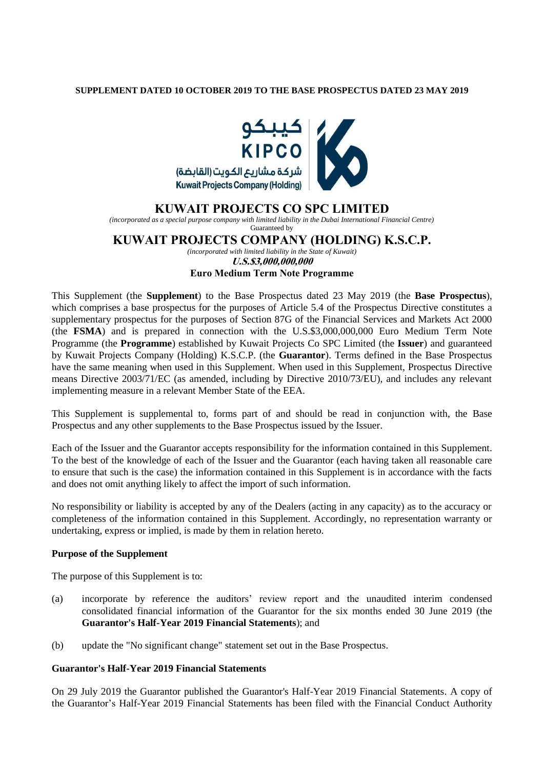**SUPPLEMENT DATED 10 OCTOBER 2019 TO THE BASE PROSPECTUS DATED 23 MAY 2019**

كيبكو
KIPCO
شركة مشاريع الكويت (القابضة)
Kuwait Projects Company (Holding)

# KUWAIT PROJECTS CO SPC LIMITED

*(incorporated as a special purpose company with limited liability in the Dubai International Financial Centre)*

Guaranteed by

# KUWAIT PROJECTS COMPANY (HOLDING) K.S.C.P.

*(incorporated with limited liability in the State of Kuwait)*

***U.S.$3,000,000,000***

**Euro Medium Term Note Programme**

This Supplement (the **Supplement**) to the Base Prospectus dated 23 May 2019 (the **Base Prospectus**), which comprises a base prospectus for the purposes of Article 5.4 of the Prospectus Directive constitutes a supplementary prospectus for the purposes of Section 87G of the Financial Services and Markets Act 2000 (the **FSMA**) and is prepared in connection with the U.S.$3,000,000,000 Euro Medium Term Note Programme (the **Programme**) established by Kuwait Projects Co SPC Limited (the **Issuer**) and guaranteed by Kuwait Projects Company (Holding) K.S.C.P. (the **Guarantor**). Terms defined in the Base Prospectus have the same meaning when used in this Supplement. When used in this Supplement, Prospectus Directive means Directive 2003/71/EC (as amended, including by Directive 2010/73/EU), and includes any relevant implementing measure in a relevant Member State of the EEA.

This Supplement is supplemental to, forms part of and should be read in conjunction with, the Base Prospectus and any other supplements to the Base Prospectus issued by the Issuer.

Each of the Issuer and the Guarantor accepts responsibility for the information contained in this Supplement. To the best of the knowledge of each of the Issuer and the Guarantor (each having taken all reasonable care to ensure that such is the case) the information contained in this Supplement is in accordance with the facts and does not omit anything likely to affect the import of such information.

No responsibility or liability is accepted by any of the Dealers (acting in any capacity) as to the accuracy or completeness of the information contained in this Supplement. Accordingly, no representation warranty or undertaking, express or implied, is made by them in relation hereto.

**Purpose of the Supplement**

The purpose of this Supplement is to:

(a) incorporate by reference the auditors' review report and the unaudited interim condensed consolidated financial information of the Guarantor for the six months ended 30 June 2019 (the **Guarantor's Half-Year 2019 Financial Statements**); and

(b) update the "No significant change" statement set out in the Base Prospectus.

**Guarantor's Half-Year 2019 Financial Statements**

On 29 July 2019 the Guarantor published the Guarantor's Half-Year 2019 Financial Statements. A copy of the Guarantor's Half-Year 2019 Financial Statements has been filed with the Financial Conduct Authority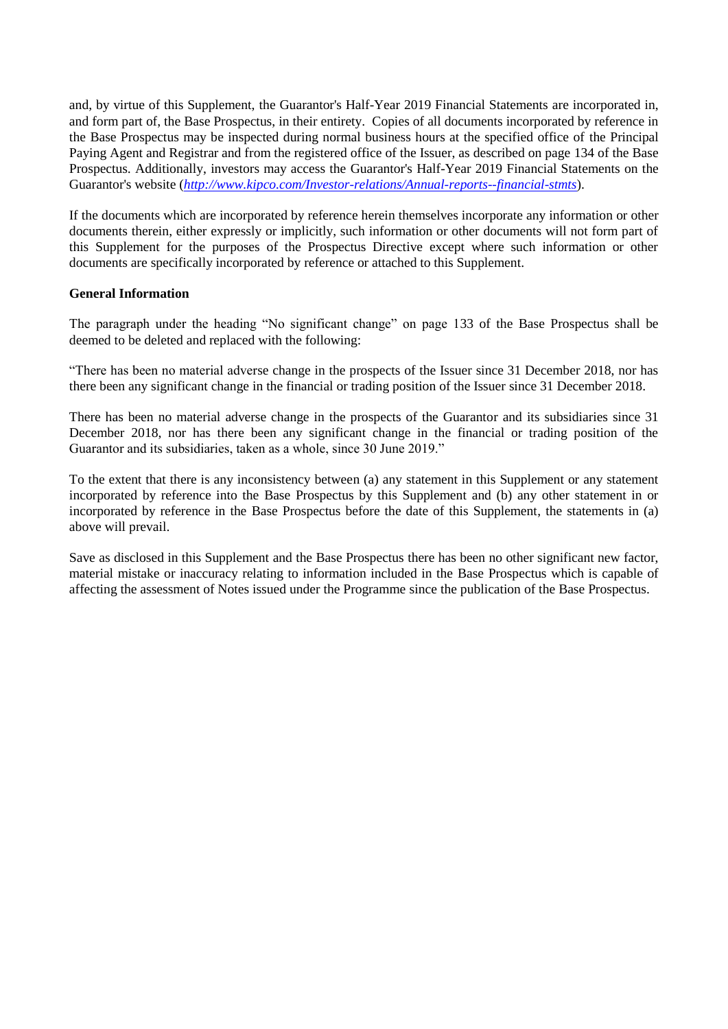and, by virtue of this Supplement, the Guarantor's Half-Year 2019 Financial Statements are incorporated in, and form part of, the Base Prospectus, in their entirety. Copies of all documents incorporated by reference in the Base Prospectus may be inspected during normal business hours at the specified office of the Principal Paying Agent and Registrar and from the registered office of the Issuer, as described on page 134 of the Base Prospectus. Additionally, investors may access the Guarantor's Half-Year 2019 Financial Statements on the Guarantor's website (*http://www.kipco.com/Investor-relations/Annual-reports--financial-stmts*).

If the documents which are incorporated by reference herein themselves incorporate any information or other documents therein, either expressly or implicitly, such information or other documents will not form part of this Supplement for the purposes of the Prospectus Directive except where such information or other documents are specifically incorporated by reference or attached to this Supplement.

**General Information**

The paragraph under the heading "No significant change" on page 133 of the Base Prospectus shall be deemed to be deleted and replaced with the following:

"There has been no material adverse change in the prospects of the Issuer since 31 December 2018, nor has there been any significant change in the financial or trading position of the Issuer since 31 December 2018.

There has been no material adverse change in the prospects of the Guarantor and its subsidiaries since 31 December 2018, nor has there been any significant change in the financial or trading position of the Guarantor and its subsidiaries, taken as a whole, since 30 June 2019."

To the extent that there is any inconsistency between (a) any statement in this Supplement or any statement incorporated by reference into the Base Prospectus by this Supplement and (b) any other statement in or incorporated by reference in the Base Prospectus before the date of this Supplement, the statements in (a) above will prevail.

Save as disclosed in this Supplement and the Base Prospectus there has been no other significant new factor, material mistake or inaccuracy relating to information included in the Base Prospectus which is capable of affecting the assessment of Notes issued under the Programme since the publication of the Base Prospectus.